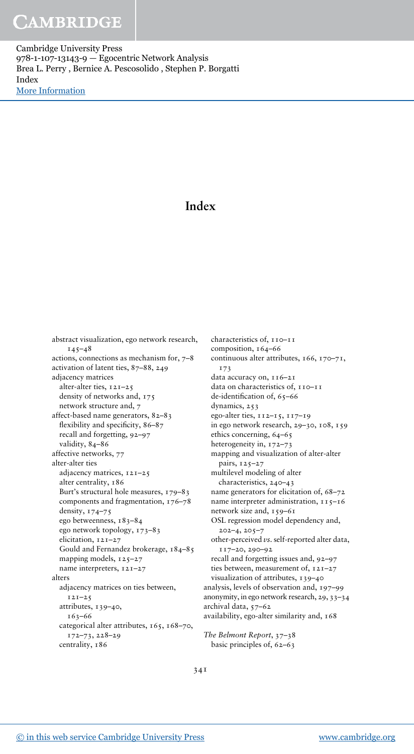# Index

abstract visualization, ego network research, 145–48
actions, connections as mechanism for, 7–8
activation of latent ties, 87–88, 249
adjacency matrices
  alter-alter ties, 121–25
  density of networks and, 175
  network structure and, 7
affect-based name generators, 82–83
  flexibility and specificity, 86–87
  recall and forgetting, 92–97
  validity, 84–86
affective networks, 77
alter-alter ties
  adjacency matrices, 121–25
  alter centrality, 186
  Burt's structural hole measures, 179–83
  components and fragmentation, 176–78
  density, 174–75
  ego betweenness, 183–84
  ego network topology, 173–83
  elicitation, 121–27
  Gould and Fernandez brokerage, 184–85
  mapping models, 125–27
  name interpreters, 121–27
alters
  adjacency matrices on ties between, 121–25
  attributes, 139–40, 163–66
  categorical alter attributes, 165, 168–70, 172–73, 228–29
  centrality, 186
  characteristics of, 110–11
  composition, 164–66
  continuous alter attributes, 166, 170–71, 173
  data accuracy on, 116–21
  data on characteristics of, 110–11
  de-identification of, 65–66
  dynamics, 253
  ego-alter ties, 112–15, 117–19
  in ego network research, 29–30, 108, 159
  ethics concerning, 64–65
  heterogeneity in, 172–73
  mapping and visualization of alter-alter pairs, 125–27
  multilevel modeling of alter characteristics, 240–43
  name generators for elicitation of, 68–72
  name interpreter administration, 115–16
  network size and, 159–61
  OSL regression model dependency and, 202–4, 205–7
  other-perceived *vs.* self-reported alter data, 117–20, 290–92
  recall and forgetting issues and, 92–97
  ties between, measurement of, 121–27
  visualization of attributes, 139–40
analysis, levels of observation and, 197–99
anonymity, in ego network research, 29, 33–34
archival data, 57–62
availability, ego-alter similarity and, 168

*The Belmont Report*, 37–38
  basic principles of, 62–63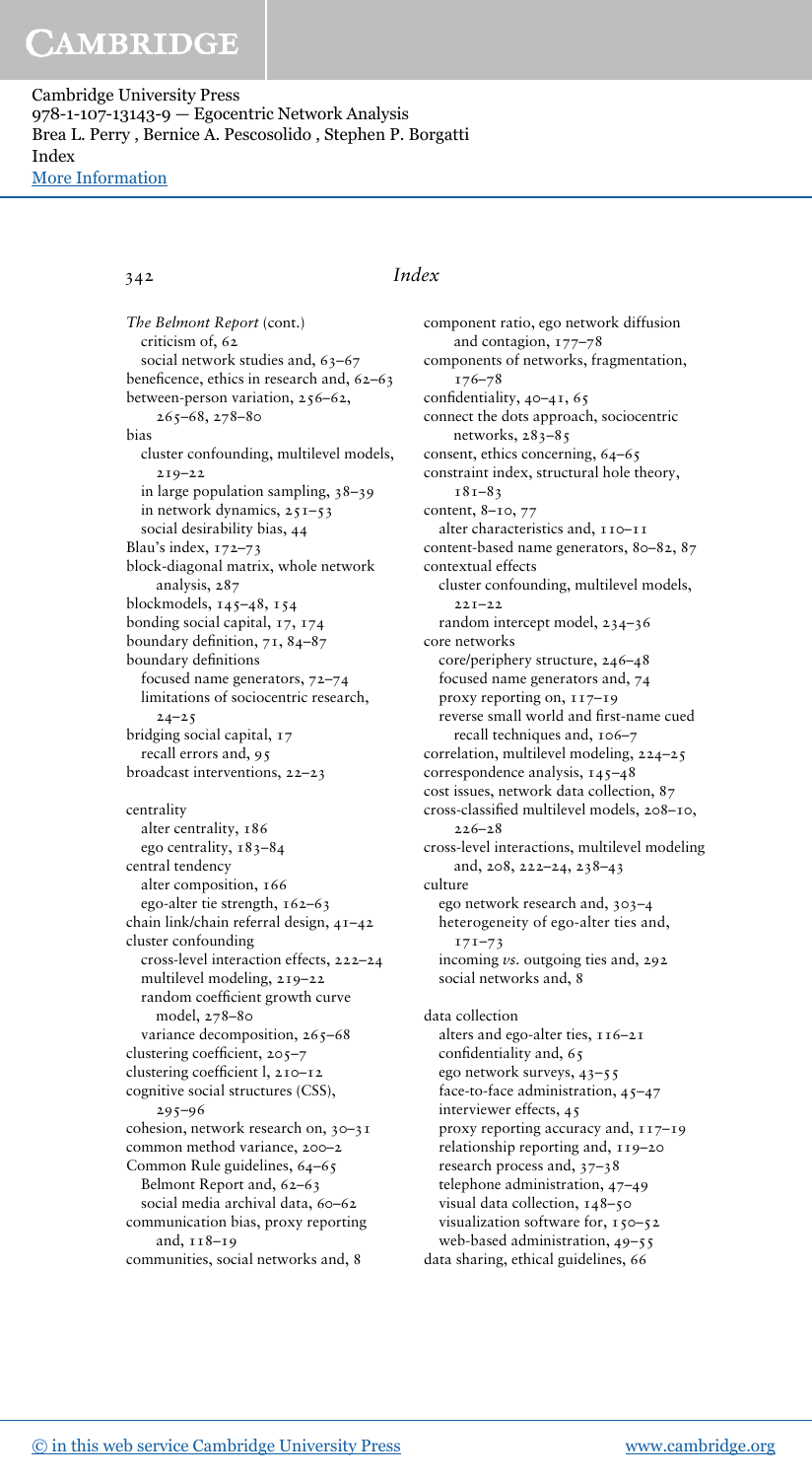# Index

*The Belmont Report* (cont.)
- criticism of, 62
- social network studies and, 63–67

beneficence, ethics in research and, 62–63

between-person variation, 256–62, 265–68, 278–80

bias
- cluster confounding, multilevel models, 219–22
- in large population sampling, 38–39
- in network dynamics, 251–53
- social desirability bias, 44

Blau's index, 172–73

block-diagonal matrix, whole network analysis, 287

blockmodels, 145–48, 154

bonding social capital, 17, 174

boundary definition, 71, 84–87

boundary definitions
- focused name generators, 72–74
- limitations of sociocentric research, 24–25

bridging social capital, 17
- recall errors and, 95

broadcast interventions, 22–23

centrality
- alter centrality, 186
- ego centrality, 183–84

central tendency
- alter composition, 166
- ego-alter tie strength, 162–63

chain link/chain referral design, 41–42

cluster confounding
- cross-level interaction effects, 222–24
- multilevel modeling, 219–22
- random coefficient growth curve model, 278–80
- variance decomposition, 265–68

clustering coefficient, 205–7

clustering coefficient l, 210–12

cognitive social structures (CSS), 295–96

cohesion, network research on, 30–31

common method variance, 200–2

Common Rule guidelines, 64–65
- Belmont Report and, 62–63
- social media archival data, 60–62

communication bias, proxy reporting and, 118–19

communities, social networks and, 8

component ratio, ego network diffusion and contagion, 177–78

components of networks, fragmentation, 176–78

confidentiality, 40–41, 65

connect the dots approach, sociocentric networks, 283–85

consent, ethics concerning, 64–65

constraint index, structural hole theory, 181–83

content, 8–10, 77
- alter characteristics and, 110–11

content-based name generators, 80–82, 87

contextual effects
- cluster confounding, multilevel models, 221–22
- random intercept model, 234–36

core networks
- core/periphery structure, 246–48
- focused name generators and, 74
- proxy reporting on, 117–19
- reverse small world and first-name cued recall techniques and, 106–7

correlation, multilevel modeling, 224–25

correspondence analysis, 145–48

cost issues, network data collection, 87

cross-classified multilevel models, 208–10, 226–28

cross-level interactions, multilevel modeling and, 208, 222–24, 238–43

culture
- ego network research and, 303–4
- heterogeneity of ego-alter ties and, 171–73
- incoming *vs.* outgoing ties and, 292
- social networks and, 8

data collection
- alters and ego-alter ties, 116–21
- confidentiality and, 65
- ego network surveys, 43–55
- face-to-face administration, 45–47
- interviewer effects, 45
- proxy reporting accuracy and, 117–19
- relationship reporting and, 119–20
- research process and, 37–38
- telephone administration, 47–49
- visual data collection, 148–50
- visualization software for, 150–52
- web-based administration, 49–55

data sharing, ethical guidelines, 66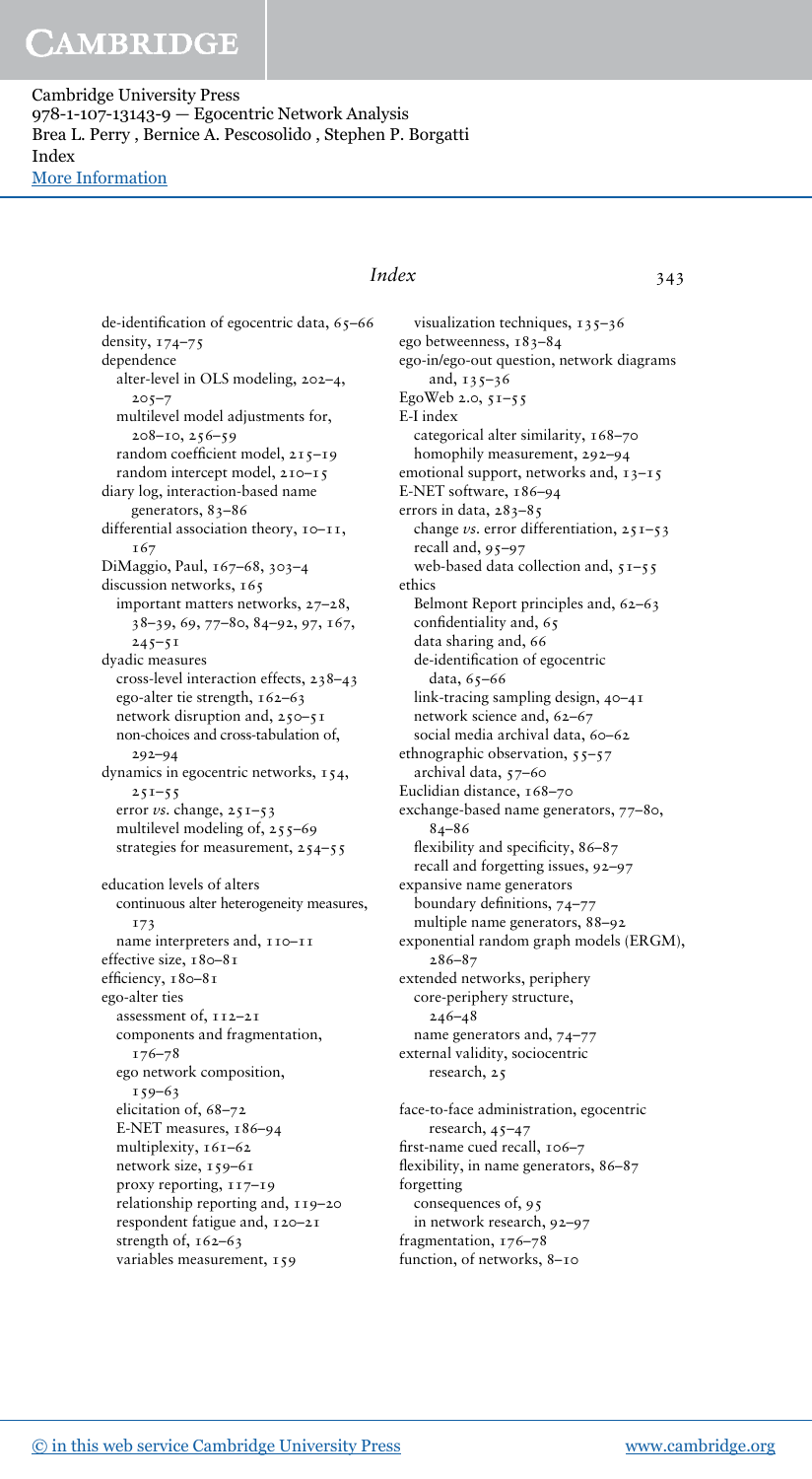de-identification of egocentric data, 65–66
density, 174–75
dependence
  alter-level in OLS modeling, 202–4, 205–7
  multilevel model adjustments for, 208–10, 256–59
  random coefficient model, 215–19
  random intercept model, 210–15
diary log, interaction-based name generators, 83–86
differential association theory, 10–11, 167
DiMaggio, Paul, 167–68, 303–4
discussion networks, 165
  important matters networks, 27–28, 38–39, 69, 77–80, 84–92, 97, 167, 245–51
dyadic measures
  cross-level interaction effects, 238–43
  ego-alter tie strength, 162–63
  network disruption and, 250–51
  non-choices and cross-tabulation of, 292–94
dynamics in egocentric networks, 154, 251–55
  error *vs.* change, 251–53
  multilevel modeling of, 255–69
  strategies for measurement, 254–55

education levels of alters
  continuous alter heterogeneity measures, 173
  name interpreters and, 110–11
effective size, 180–81
efficiency, 180–81
ego-alter ties
  assessment of, 112–21
  components and fragmentation, 176–78
  ego network composition, 159–63
  elicitation of, 68–72
  E-NET measures, 186–94
  multiplexity, 161–62
  network size, 159–61
  proxy reporting, 117–19
  relationship reporting and, 119–20
  respondent fatigue and, 120–21
  strength of, 162–63
  variables measurement, 159
  visualization techniques, 135–36
ego betweenness, 183–84
ego-in/ego-out question, network diagrams and, 135–36
EgoWeb 2.0, 51–55
E-I index
  categorical alter similarity, 168–70
  homophily measurement, 292–94
emotional support, networks and, 13–15
E-NET software, 186–94
errors in data, 283–85
  change *vs.* error differentiation, 251–53
  recall and, 95–97
  web-based data collection and, 51–55
ethics
  Belmont Report principles and, 62–63
  confidentiality and, 65
  data sharing and, 66
  de-identification of egocentric data, 65–66
  link-tracing sampling design, 40–41
  network science and, 62–67
  social media archival data, 60–62
ethnographic observation, 55–57
  archival data, 57–60
Euclidian distance, 168–70
exchange-based name generators, 77–80, 84–86
  flexibility and specificity, 86–87
  recall and forgetting issues, 92–97
expansive name generators
  boundary definitions, 74–77
  multiple name generators, 88–92
exponential random graph models (ERGM), 286–87
extended networks, periphery
  core-periphery structure, 246–48
  name generators and, 74–77
external validity, sociocentric research, 25

face-to-face administration, egocentric research, 45–47
first-name cued recall, 106–7
flexibility, in name generators, 86–87
forgetting
  consequences of, 95
  in network research, 92–97
fragmentation, 176–78
function, of networks, 8–10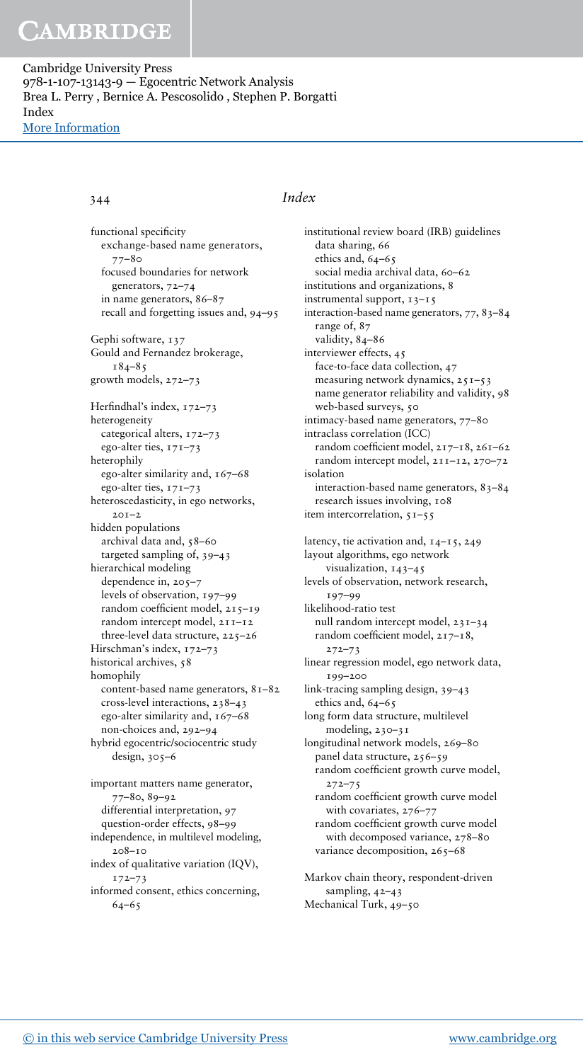## Index

functional specificity
  exchange-based name generators, 77–80
  focused boundaries for network generators, 72–74
  in name generators, 86–87
  recall and forgetting issues and, 94–95

Gephi software, 137
Gould and Fernandez brokerage, 184–85
growth models, 272–73

Herfindhal's index, 172–73
heterogeneity
  categorical alters, 172–73
  ego-alter ties, 171–73
heterophily
  ego-alter similarity and, 167–68
  ego-alter ties, 171–73
heteroscedasticity, in ego networks, 201–2
hidden populations
  archival data and, 58–60
  targeted sampling of, 39–43
hierarchical modeling
  dependence in, 205–7
  levels of observation, 197–99
  random coefficient model, 215–19
  random intercept model, 211–12
  three-level data structure, 225–26
Hirschman's index, 172–73
historical archives, 58
homophily
  content-based name generators, 81–82
  cross-level interactions, 238–43
  ego-alter similarity and, 167–68
  non-choices and, 292–94
hybrid egocentric/sociocentric study design, 305–6

important matters name generator, 77–80, 89–92
  differential interpretation, 97
  question-order effects, 98–99
independence, in multilevel modeling, 208–10
index of qualitative variation (IQV), 172–73
informed consent, ethics concerning, 64–65

institutional review board (IRB) guidelines
  data sharing, 66
  ethics and, 64–65
  social media archival data, 60–62
institutions and organizations, 8
instrumental support, 13–15
interaction-based name generators, 77, 83–84
  range of, 87
  validity, 84–86
interviewer effects, 45
  face-to-face data collection, 47
  measuring network dynamics, 251–53
  name generator reliability and validity, 98
  web-based surveys, 50
intimacy-based name generators, 77–80
intraclass correlation (ICC)
  random coefficient model, 217–18, 261–62
  random intercept model, 211–12, 270–72
isolation
  interaction-based name generators, 83–84
  research issues involving, 108
item intercorrelation, 51–55

latency, tie activation and, 14–15, 249
layout algorithms, ego network visualization, 143–45
levels of observation, network research, 197–99
likelihood-ratio test
  null random intercept model, 231–34
  random coefficient model, 217–18, 272–73
linear regression model, ego network data, 199–200
link-tracing sampling design, 39–43
  ethics and, 64–65
long form data structure, multilevel modeling, 230–31
longitudinal network models, 269–80
  panel data structure, 256–59
  random coefficient growth curve model, 272–75
  random coefficient growth curve model with covariates, 276–77
  random coefficient growth curve model with decomposed variance, 278–80
  variance decomposition, 265–68

Markov chain theory, respondent-driven sampling, 42–43
Mechanical Turk, 49–50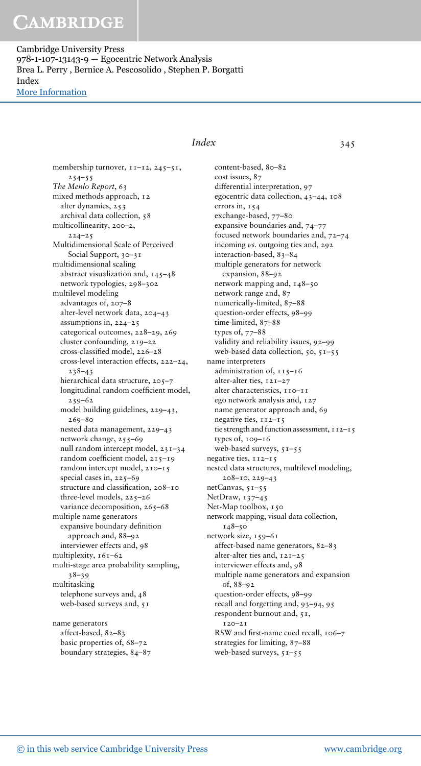membership turnover, 11–12, 245–51, 254–55
*The Menlo Report*, 63
mixed methods approach, 12
  alter dynamics, 253
  archival data collection, 58
multicollinearity, 200–2, 224–25
Multidimensional Scale of Perceived Social Support, 30–31
multidimensional scaling
  abstract visualization and, 145–48
  network typologies, 298–302
multilevel modeling
  advantages of, 207–8
  alter-level network data, 204–43
  assumptions in, 224–25
  categorical outcomes, 228–29, 269
  cluster confounding, 219–22
  cross-classified model, 226–28
  cross-level interaction effects, 222–24, 238–43
  hierarchical data structure, 205–7
  longitudinal random coefficient model, 259–62
  model building guidelines, 229–43, 269–80
  nested data management, 229–43
  network change, 255–69
  null random intercept model, 231–34
  random coefficient model, 215–19
  random intercept model, 210–15
  special cases in, 225–69
  structure and classification, 208–10
  three-level models, 225–26
  variance decomposition, 265–68
multiple name generators
  expansive boundary definition approach and, 88–92
  interviewer effects and, 98
multiplexity, 161–62
multi-stage area probability sampling, 38–39
multitasking
  telephone surveys and, 48
  web-based surveys and, 51

name generators
  affect-based, 82–83
  basic properties of, 68–72
  boundary strategies, 84–87
  content-based, 80–82
  cost issues, 87
  differential interpretation, 97
  egocentric data collection, 43–44, 108
  errors in, 154
  exchange-based, 77–80
  expansive boundaries and, 74–77
  focused network boundaries and, 72–74
  incoming *vs.* outgoing ties and, 292
  interaction-based, 83–84
  multiple generators for network expansion, 88–92
  network mapping and, 148–50
  network range and, 87
  numerically-limited, 87–88
  question-order effects, 98–99
  time-limited, 87–88
  types of, 77–88
  validity and reliability issues, 92–99
  web-based data collection, 50, 51–55
name interpreters
  administration of, 115–16
  alter-alter ties, 121–27
  alter characteristics, 110–11
  ego network analysis and, 127
  name generator approach and, 69
  negative ties, 112–15
  tie strength and function assessment, 112–15
  types of, 109–16
  web-based surveys, 51–55
negative ties, 112–15
nested data structures, multilevel modeling, 208–10, 229–43
netCanvas, 51–55
NetDraw, 137–45
Net-Map toolbox, 150
network mapping, visual data collection, 148–50
network size, 159–61
  affect-based name generators, 82–83
  alter-alter ties and, 121–25
  interviewer effects and, 98
  multiple name generators and expansion of, 88–92
  question-order effects, 98–99
  recall and forgetting and, 93–94, 95
  respondent burnout and, 51, 120–21
  RSW and first-name cued recall, 106–7
  strategies for limiting, 87–88
  web-based surveys, 51–55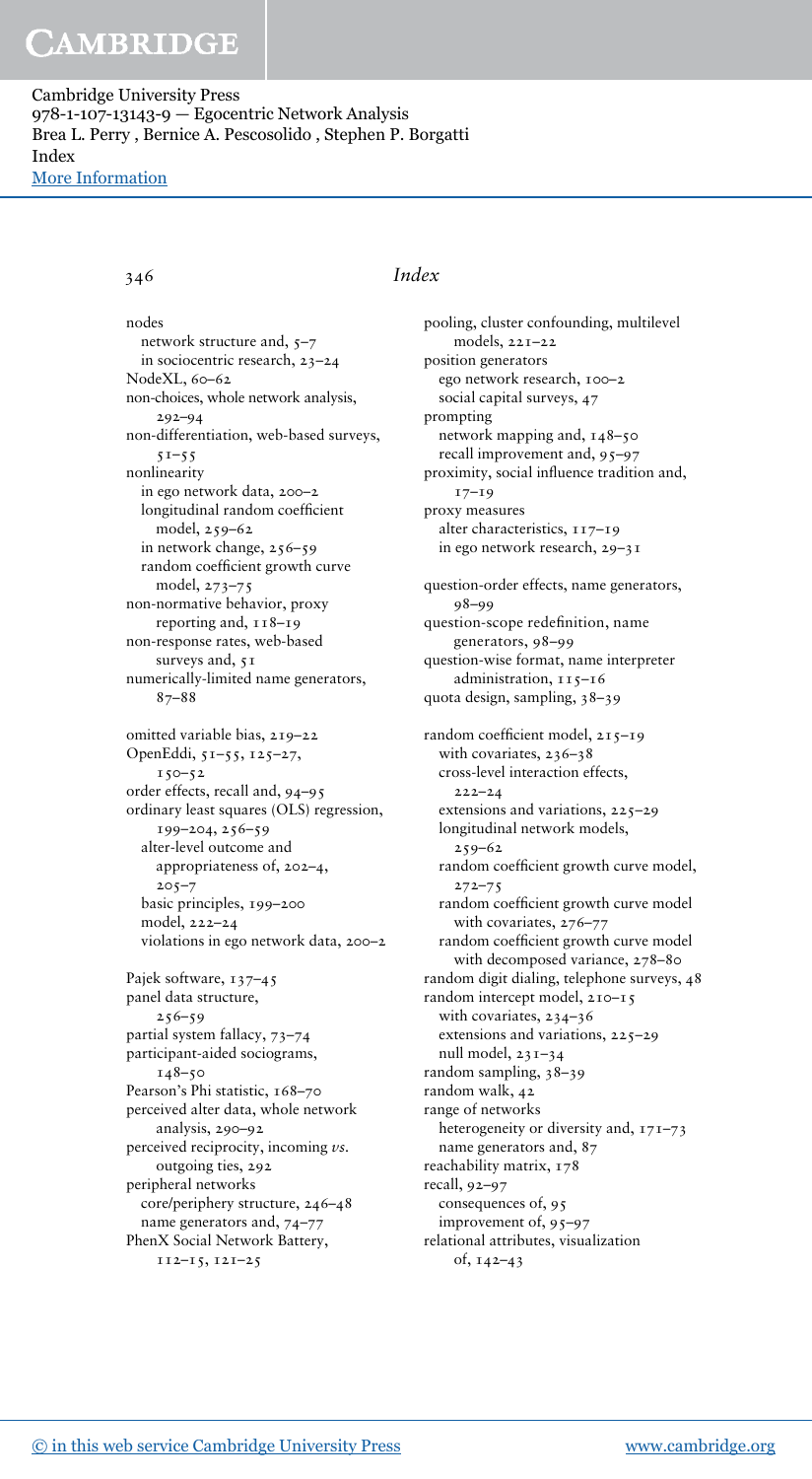nodes
- network structure and, 5–7
- in sociocentric research, 23–24

NodeXL, 60–62

non-choices, whole network analysis, 292–94

non-differentiation, web-based surveys, 51–55

nonlinearity
- in ego network data, 200–2
- longitudinal random coefficient model, 259–62
- in network change, 256–59
- random coefficient growth curve model, 273–75

non-normative behavior, proxy reporting and, 118–19

non-response rates, web-based surveys and, 51

numerically-limited name generators, 87–88

omitted variable bias, 219–22

OpenEddi, 51–55, 125–27, 150–52

order effects, recall and, 94–95

ordinary least squares (OLS) regression, 199–204, 256–59
- alter-level outcome and appropriateness of, 202–4, 205–7
- basic principles, 199–200
- model, 222–24
- violations in ego network data, 200–2

Pajek software, 137–45

panel data structure, 256–59

partial system fallacy, 73–74

participant-aided sociograms, 148–50

Pearson's Phi statistic, 168–70

perceived alter data, whole network analysis, 290–92

perceived reciprocity, incoming *vs.* outgoing ties, 292

peripheral networks
- core/periphery structure, 246–48
- name generators and, 74–77

PhenX Social Network Battery, 112–15, 121–25

pooling, cluster confounding, multilevel models, 221–22

position generators
- ego network research, 100–2
- social capital surveys, 47

prompting
- network mapping and, 148–50
- recall improvement and, 95–97

proximity, social influence tradition and, 17–19

proxy measures
- alter characteristics, 117–19
- in ego network research, 29–31

question-order effects, name generators, 98–99

question-scope redefinition, name generators, 98–99

question-wise format, name interpreter administration, 115–16

quota design, sampling, 38–39

random coefficient model, 215–19
- with covariates, 236–38
- cross-level interaction effects, 222–24
- extensions and variations, 225–29
- longitudinal network models, 259–62
- random coefficient growth curve model, 272–75
- random coefficient growth curve model with covariates, 276–77
- random coefficient growth curve model with decomposed variance, 278–80

random digit dialing, telephone surveys, 48

random intercept model, 210–15
- with covariates, 234–36
- extensions and variations, 225–29
- null model, 231–34

random sampling, 38–39

random walk, 42

range of networks
- heterogeneity or diversity and, 171–73
- name generators and, 87

reachability matrix, 178

recall, 92–97
- consequences of, 95
- improvement of, 95–97

relational attributes, visualization of, 142–43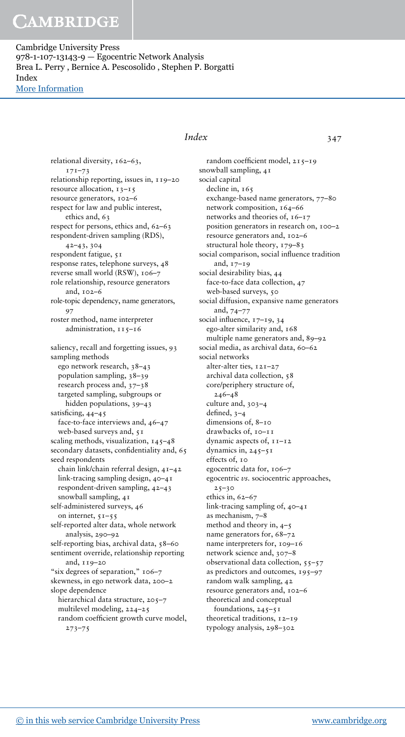relational diversity, 162–63, 171–73
relationship reporting, issues in, 119–20
resource allocation, 13–15
resource generators, 102–6
respect for law and public interest, ethics and, 63
respect for persons, ethics and, 62–63
respondent-driven sampling (RDS), 42–43, 304
respondent fatigue, 51
response rates, telephone surveys, 48
reverse small world (RSW), 106–7
role relationship, resource generators and, 102–6
role-topic dependency, name generators, 97
roster method, name interpreter administration, 115–16

saliency, recall and forgetting issues, 93
sampling methods
  ego network research, 38–43
  population sampling, 38–39
  research process and, 37–38
  targeted sampling, subgroups or hidden populations, 39–43
satisficing, 44–45
  face-to-face interviews and, 46–47
  web-based surveys and, 51
scaling methods, visualization, 145–48
secondary datasets, confidentiality and, 65
seed respondents
  chain link/chain referral design, 41–42
  link-tracing sampling design, 40–41
  respondent-driven sampling, 42–43
  snowball sampling, 41
self-administered surveys, 46
  on internet, 51–55
self-reported alter data, whole network analysis, 290–92
self-reporting bias, archival data, 58–60
sentiment override, relationship reporting and, 119–20
"six degrees of separation," 106–7
skewness, in ego network data, 200–2
slope dependence
  hierarchical data structure, 205–7
  multilevel modeling, 224–25
  random coefficient growth curve model, 273–75
  random coefficient model, 215–19
snowball sampling, 41
social capital
  decline in, 165
  exchange-based name generators, 77–80
  network composition, 164–66
  networks and theories of, 16–17
  position generators in research on, 100–2
  resource generators and, 102–6
  structural hole theory, 179–83
social comparison, social influence tradition and, 17–19
social desirability bias, 44
  face-to-face data collection, 47
  web-based surveys, 50
social diffusion, expansive name generators and, 74–77
social influence, 17–19, 34
  ego-alter similarity and, 168
  multiple name generators and, 89–92
social media, as archival data, 60–62
social networks
  alter-alter ties, 121–27
  archival data collection, 58
  core/periphery structure of, 246–48
  culture and, 303–4
  defined, 3–4
  dimensions of, 8–10
  drawbacks of, 10–11
  dynamic aspects of, 11–12
  dynamics in, 245–51
  effects of, 10
  egocentric data for, 106–7
  egocentric *vs.* sociocentric approaches, 25–30
  ethics in, 62–67
  link-tracing sampling of, 40–41
  as mechanism, 7–8
  method and theory in, 4–5
  name generators for, 68–72
  name interpreters for, 109–16
  network science and, 307–8
  observational data collection, 55–57
  as predictors and outcomes, 195–97
  random walk sampling, 42
  resource generators and, 102–6
  theoretical and conceptual foundations, 245–51
  theoretical traditions, 12–19
  typology analysis, 298–302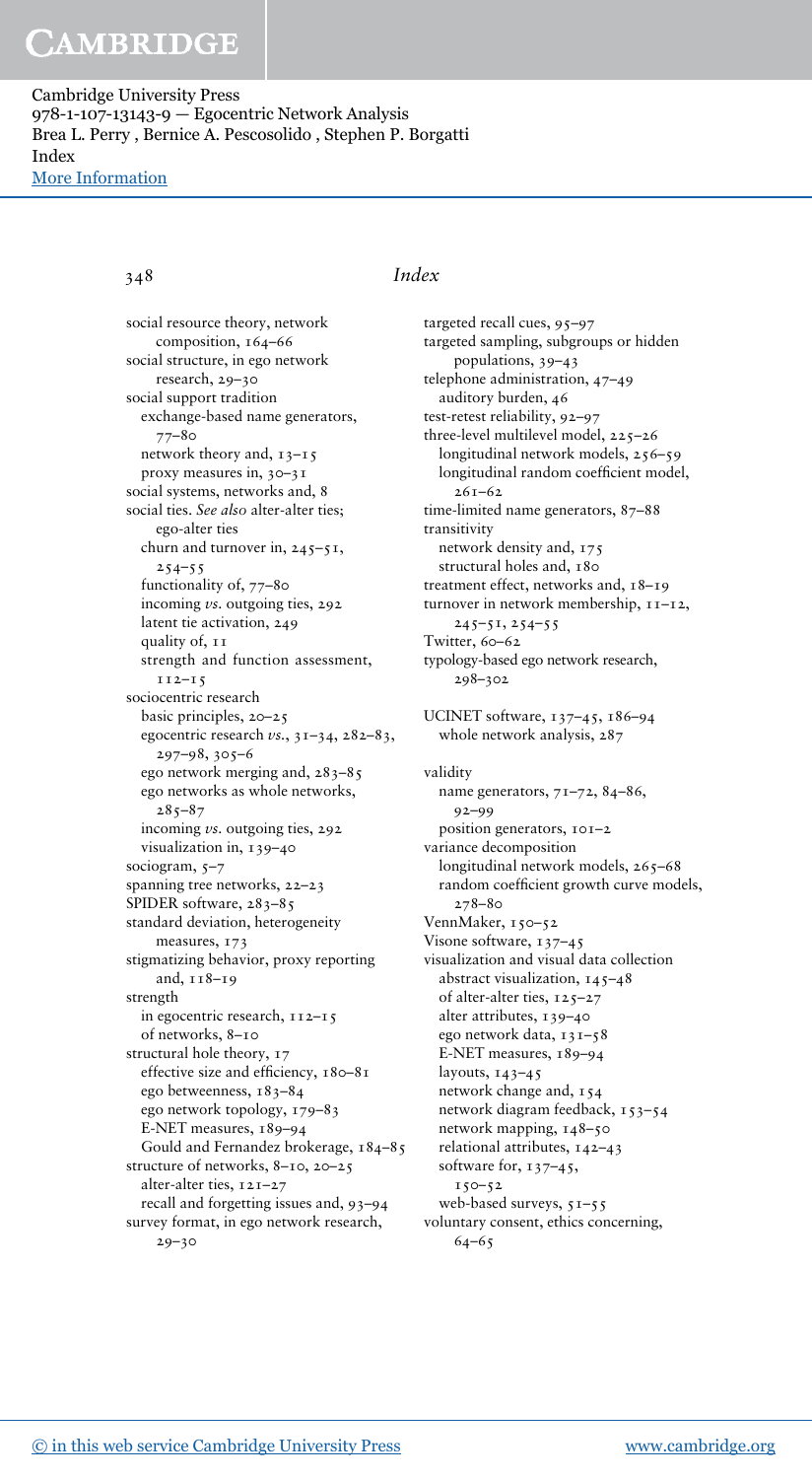social resource theory, network composition, 164–66
social structure, in ego network research, 29–30
social support tradition
  exchange-based name generators, 77–80
  network theory and, 13–15
  proxy measures in, 30–31
social systems, networks and, 8
social ties. *See also* alter-alter ties; ego-alter ties
  churn and turnover in, 245–51, 254–55
  functionality of, 77–80
  incoming *vs.* outgoing ties, 292
  latent tie activation, 249
  quality of, 11
  strength and function assessment, 112–15
sociocentric research
  basic principles, 20–25
  egocentric research *vs.*, 31–34, 282–83, 297–98, 305–6
  ego network merging and, 283–85
  ego networks as whole networks, 285–87
  incoming *vs.* outgoing ties, 292
  visualization in, 139–40
sociogram, 5–7
spanning tree networks, 22–23
SPIDER software, 283–85
standard deviation, heterogeneity measures, 173
stigmatizing behavior, proxy reporting and, 118–19
strength
  in egocentric research, 112–15
  of networks, 8–10
structural hole theory, 17
  effective size and efficiency, 180–81
  ego betweenness, 183–84
  ego network topology, 179–83
  E-NET measures, 189–94
  Gould and Fernandez brokerage, 184–85
structure of networks, 8–10, 20–25
  alter-alter ties, 121–27
  recall and forgetting issues and, 93–94
survey format, in ego network research, 29–30

targeted recall cues, 95–97
targeted sampling, subgroups or hidden populations, 39–43
telephone administration, 47–49
  auditory burden, 46
test-retest reliability, 92–97
three-level multilevel model, 225–26
  longitudinal network models, 256–59
  longitudinal random coefficient model, 261–62
time-limited name generators, 87–88
transitivity
  network density and, 175
  structural holes and, 180
treatment effect, networks and, 18–19
turnover in network membership, 11–12, 245–51, 254–55
Twitter, 60–62
typology-based ego network research, 298–302

UCINET software, 137–45, 186–94
  whole network analysis, 287

validity
  name generators, 71–72, 84–86, 92–99
  position generators, 101–2
variance decomposition
  longitudinal network models, 265–68
  random coefficient growth curve models, 278–80
VennMaker, 150–52
Visone software, 137–45
visualization and visual data collection
  abstract visualization, 145–48
  of alter-alter ties, 125–27
  alter attributes, 139–40
  ego network data, 131–58
  E-NET measures, 189–94
  layouts, 143–45
  network change and, 154
  network diagram feedback, 153–54
  network mapping, 148–50
  relational attributes, 142–43
  software for, 137–45, 150–52
  web-based surveys, 51–55
voluntary consent, ethics concerning, 64–65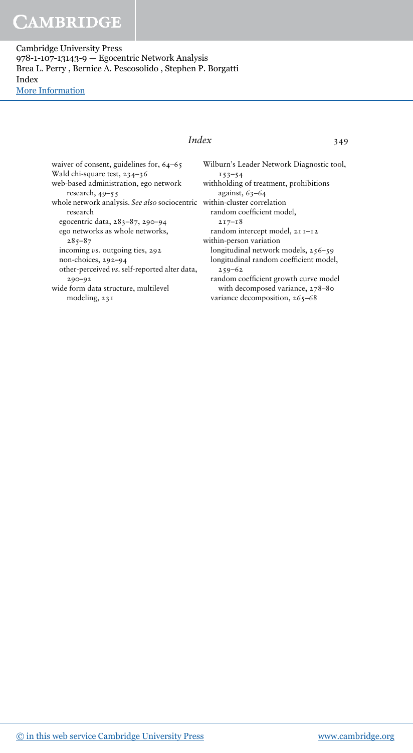waiver of consent, guidelines for, 64–65
Wald chi-square test, 234–36
web-based administration, ego network research, 49–55
whole network analysis. *See also* sociocentric research
  egocentric data, 283–87, 290–94
  ego networks as whole networks, 285–87
  incoming *vs.* outgoing ties, 292
  non-choices, 292–94
  other-perceived *vs.* self-reported alter data, 290–92
wide form data structure, multilevel modeling, 231
Wilburn's Leader Network Diagnostic tool, 153–54
withholding of treatment, prohibitions against, 63–64
within-cluster correlation
  random coefficient model, 217–18
  random intercept model, 211–12
within-person variation
  longitudinal network models, 256–59
  longitudinal random coefficient model, 259–62
  random coefficient growth curve model with decomposed variance, 278–80
  variance decomposition, 265–68